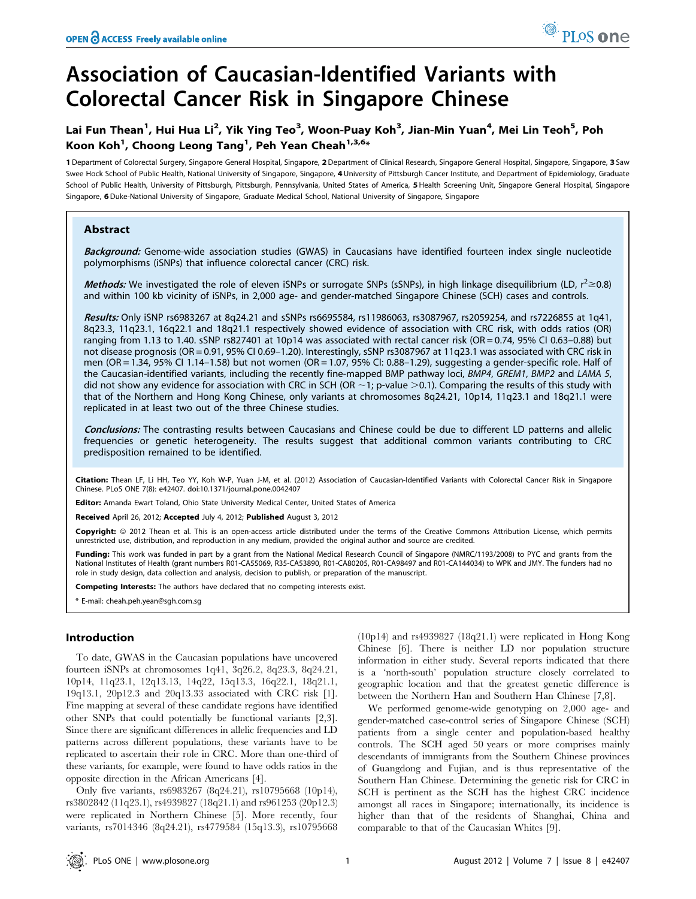# Association of Caucasian-Identified Variants with Colorectal Cancer Risk in Singapore Chinese

Lai Fun Thean[1], Hui Hua Li[2], Yik Ying Teo[3], Woon-Puay Koh[3], Jian-Min Yuan[4], Mei Lin Teoh[5], Poh Koon Koh[1], Choong Leong Tang[1], Peh Yean Cheah[1,3,6]*

1 Department of Colorectal Surgery, Singapore General Hospital, Singapore, 2 Department of Clinical Research, Singapore General Hospital, Singapore, Singapore, 3 Saw Swee Hock School of Public Health, National University of Singapore, Singapore, 4 University of Pittsburgh Cancer Institute, and Department of Epidemiology, Graduate School of Public Health, University of Pittsburgh, Pittsburgh, Pennsylvania, United States of America, 5 Health Screening Unit, Singapore General Hospital, Singapore Singapore, 6 Duke-National University of Singapore, Graduate Medical School, National University of Singapore, Singapore

## Abstract

***Background:*** Genome-wide association studies (GWAS) in Caucasians have identified fourteen index single nucleotide polymorphisms (iSNPs) that influence colorectal cancer (CRC) risk.

***Methods:*** We investigated the role of eleven iSNPs or surrogate SNPs (sSNPs), in high linkage disequilibrium (LD, $r^2 \geq 0.8$) and within 100 kb vicinity of iSNPs, in 2,000 age- and gender-matched Singapore Chinese (SCH) cases and controls.

***Results:*** Only iSNP rs6983267 at 8q24.21 and sSNPs rs6695584, rs11986063, rs3087967, rs2059254, and rs7226855 at 1q41, 8q23.3, 11q23.1, 16q22.1 and 18q21.1 respectively showed evidence of association with CRC risk, with odds ratios (OR) ranging from 1.13 to 1.40. sSNP rs827401 at 10p14 was associated with rectal cancer risk (OR = 0.74, 95% CI 0.63–0.88) but not disease prognosis (OR = 0.91, 95% CI 0.69–1.20). Interestingly, sSNP rs3087967 at 11q23.1 was associated with CRC risk in men (OR = 1.34, 95% CI 1.14–1.58) but not women (OR = 1.07, 95% CI: 0.88–1.29), suggesting a gender-specific role. Half of the Caucasian-identified variants, including the recently fine-mapped BMP pathway loci, *BMP4*, *GREM1*, *BMP2* and *LAMA 5*, did not show any evidence for association with CRC in SCH (OR ~1; p-value >0.1). Comparing the results of this study with that of the Northern and Hong Kong Chinese, only variants at chromosomes 8q24.21, 10p14, 11q23.1 and 18q21.1 were replicated in at least two out of the three Chinese studies.

***Conclusions:*** The contrasting results between Caucasians and Chinese could be due to different LD patterns and allelic frequencies or genetic heterogeneity. The results suggest that additional common variants contributing to CRC predisposition remained to be identified.

**Citation:** Thean LF, Li HH, Teo YY, Koh W-P, Yuan J-M, et al. (2012) Association of Caucasian-Identified Variants with Colorectal Cancer Risk in Singapore Chinese. PLoS ONE 7(8): e42407. doi:10.1371/journal.pone.0042407

**Editor:** Amanda Ewart Toland, Ohio State University Medical Center, United States of America

**Received** April 26, 2012; **Accepted** July 4, 2012; **Published** August 3, 2012

**Copyright:** © 2012 Thean et al. This is an open-access article distributed under the terms of the Creative Commons Attribution License, which permits unrestricted use, distribution, and reproduction in any medium, provided the original author and source are credited.

**Funding:** This work was funded in part by a grant from the National Medical Research Council of Singapore (NMRC/1193/2008) to PYC and grants from the National Institutes of Health (grant numbers R01-CA55069, R35-CA53890, R01-CA80205, R01-CA98497 and R01-CA144034) to WPK and JMY. The funders had no role in study design, data collection and analysis, decision to publish, or preparation of the manuscript.

**Competing Interests:** The authors have declared that no competing interests exist.

\* E-mail: cheah.peh.yean@sgh.com.sg

## Introduction

To date, GWAS in the Caucasian populations have uncovered fourteen iSNPs at chromosomes 1q41, 3q26.2, 8q23.3, 8q24.21, 10p14, 11q23.1, 12q13.13, 14q22, 15q13.3, 16q22.1, 18q21.1, 19q13.1, 20p12.3 and 20q13.33 associated with CRC risk [1]. Fine mapping at several of these candidate regions have identified other SNPs that could potentially be functional variants [2,3]. Since there are significant differences in allelic frequencies and LD patterns across different populations, these variants have to be replicated to ascertain their role in CRC. More than one-third of these variants, for example, were found to have odds ratios in the opposite direction in the African Americans [4].

Only five variants, rs6983267 (8q24.21), rs10795668 (10p14), rs3802842 (11q23.1), rs4939827 (18q21.1) and rs961253 (20p12.3) were replicated in Northern Chinese [5]. More recently, four variants, rs7014346 (8q24.21), rs4779584 (15q13.3), rs10795668 (10p14) and rs4939827 (18q21.1) were replicated in Hong Kong Chinese [6]. There is neither LD nor population structure information in either study. Several reports indicated that there is a 'north-south' population structure closely correlated to geographic location and that the greatest genetic difference is between the Northern Han and Southern Han Chinese [7,8].

We performed genome-wide genotyping on 2,000 age- and gender-matched case-control series of Singapore Chinese (SCH) patients from a single center and population-based healthy controls. The SCH aged 50 years or more comprises mainly descendants of immigrants from the Southern Chinese provinces of Guangdong and Fujian, and is thus representative of the Southern Han Chinese. Determining the genetic risk for CRC in SCH is pertinent as the SCH has the highest CRC incidence amongst all races in Singapore; internationally, its incidence is higher than that of the residents of Shanghai, China and comparable to that of the Caucasian Whites [9].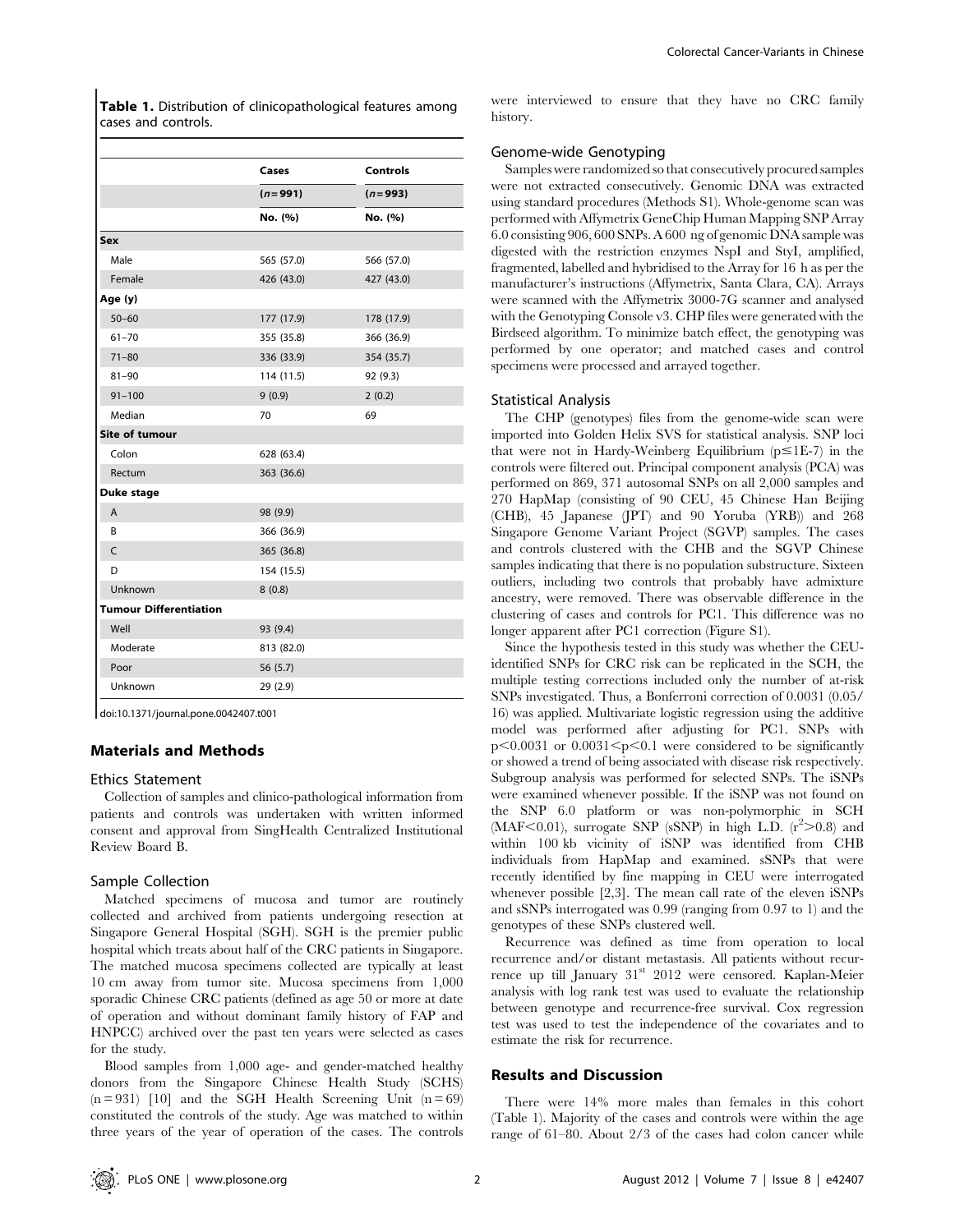**Table 1.** Distribution of clinicopathological features among cases and controls.

| | Cases | Controls |
|---|---|---|
| | (*n* = 991) | (*n* = 993) |
| | No. (%) | No. (%) |
| **Sex** | | |
| Male | 565 (57.0) | 566 (57.0) |
| Female | 426 (43.0) | 427 (43.0) |
| **Age (y)** | | |
| 50–60 | 177 (17.9) | 178 (17.9) |
| 61–70 | 355 (35.8) | 366 (36.9) |
| 71–80 | 336 (33.9) | 354 (35.7) |
| 81–90 | 114 (11.5) | 92 (9.3) |
| 91–100 | 9 (0.9) | 2 (0.2) |
| Median | 70 | 69 |
| **Site of tumour** | | |
| Colon | 628 (63.4) | |
| Rectum | 363 (36.6) | |
| **Duke stage** | | |
| A | 98 (9.9) | |
| B | 366 (36.9) | |
| C | 365 (36.8) | |
| D | 154 (15.5) | |
| Unknown | 8 (0.8) | |
| **Tumour Differentiation** | | |
| Well | 93 (9.4) | |
| Moderate | 813 (82.0) | |
| Poor | 56 (5.7) | |
| Unknown | 29 (2.9) | |

doi:10.1371/journal.pone.0042407.t001

## Materials and Methods

### Ethics Statement

Collection of samples and clinico-pathological information from patients and controls was undertaken with written informed consent and approval from SingHealth Centralized Institutional Review Board B.

### Sample Collection

Matched specimens of mucosa and tumor are routinely collected and archived from patients undergoing resection at Singapore General Hospital (SGH). SGH is the premier public hospital which treats about half of the CRC patients in Singapore. The matched mucosa specimens collected are typically at least 10 cm away from tumor site. Mucosa specimens from 1,000 sporadic Chinese CRC patients (defined as age 50 or more at date of operation and without dominant family history of FAP and HNPCC) archived over the past ten years were selected as cases for the study.

Blood samples from 1,000 age- and gender-matched healthy donors from the Singapore Chinese Health Study (SCHS) (n = 931) [10] and the SGH Health Screening Unit (n = 69) constituted the controls of the study. Age was matched to within three years of the year of operation of the cases. The controls were interviewed to ensure that they have no CRC family history.

### Genome-wide Genotyping

Samples were randomized so that consecutively procured samples were not extracted consecutively. Genomic DNA was extracted using standard procedures (Methods S1). Whole-genome scan was performed with Affymetrix GeneChip Human Mapping SNP Array 6.0 consisting 906, 600 SNPs. A 600 ng of genomic DNA sample was digested with the restriction enzymes NspI and StyI, amplified, fragmented, labelled and hybridised to the Array for 16 h as per the manufacturer's instructions (Affymetrix, Santa Clara, CA). Arrays were scanned with the Affymetrix 3000-7G scanner and analysed with the Genotyping Console v3. CHP files were generated with the Birdseed algorithm. To minimize batch effect, the genotyping was performed by one operator; and matched cases and control specimens were processed and arrayed together.

### Statistical Analysis

The CHP (genotypes) files from the genome-wide scan were imported into Golden Helix SVS for statistical analysis. SNP loci that were not in Hardy-Weinberg Equilibrium ($p \leq 1E-7$) in the controls were filtered out. Principal component analysis (PCA) was performed on 869, 371 autosomal SNPs on all 2,000 samples and 270 HapMap (consisting of 90 CEU, 45 Chinese Han Beijing (CHB), 45 Japanese (JPT) and 90 Yoruba (YRB)) and 268 Singapore Genome Variant Project (SGVP) samples. The cases and controls clustered with the CHB and the SGVP Chinese samples indicating that there is no population substructure. Sixteen outliers, including two controls that probably have admixture ancestry, were removed. There was observable difference in the clustering of cases and controls for PC1. This difference was no longer apparent after PC1 correction (Figure S1).

Since the hypothesis tested in this study was whether the CEU-identified SNPs for CRC risk can be replicated in the SCH, the multiple testing corrections included only the number of at-risk SNPs investigated. Thus, a Bonferroni correction of 0.0031 (0.05/16) was applied. Multivariate logistic regression using the additive model was performed after adjusting for PC1. SNPs with $p < 0.0031$ or $0.0031 < p < 0.1$ were considered to be significantly or showed a trend of being associated with disease risk respectively. Subgroup analysis was performed for selected SNPs. The iSNPs were examined whenever possible. If the iSNP was not found on the SNP 6.0 platform or was non-polymorphic in SCH (MAF<0.01), surrogate SNP (sSNP) in high L.D. ($r^2 > 0.8$) and within 100 kb vicinity of iSNP was identified from CHB individuals from HapMap and examined. sSNPs that were recently identified by fine mapping in CEU were interrogated whenever possible [2,3]. The mean call rate of the eleven iSNPs and sSNPs interrogated was 0.99 (ranging from 0.97 to 1) and the genotypes of these SNPs clustered well.

Recurrence was defined as time from operation to local recurrence and/or distant metastasis. All patients without recurrence up till January 31[st] 2012 were censored. Kaplan-Meier analysis with log rank test was used to evaluate the relationship between genotype and recurrence-free survival. Cox regression test was used to test the independence of the covariates and to estimate the risk for recurrence.

## Results and Discussion

There were 14% more males than females in this cohort (Table 1). Majority of the cases and controls were within the age range of 61–80. About 2/3 of the cases had colon cancer while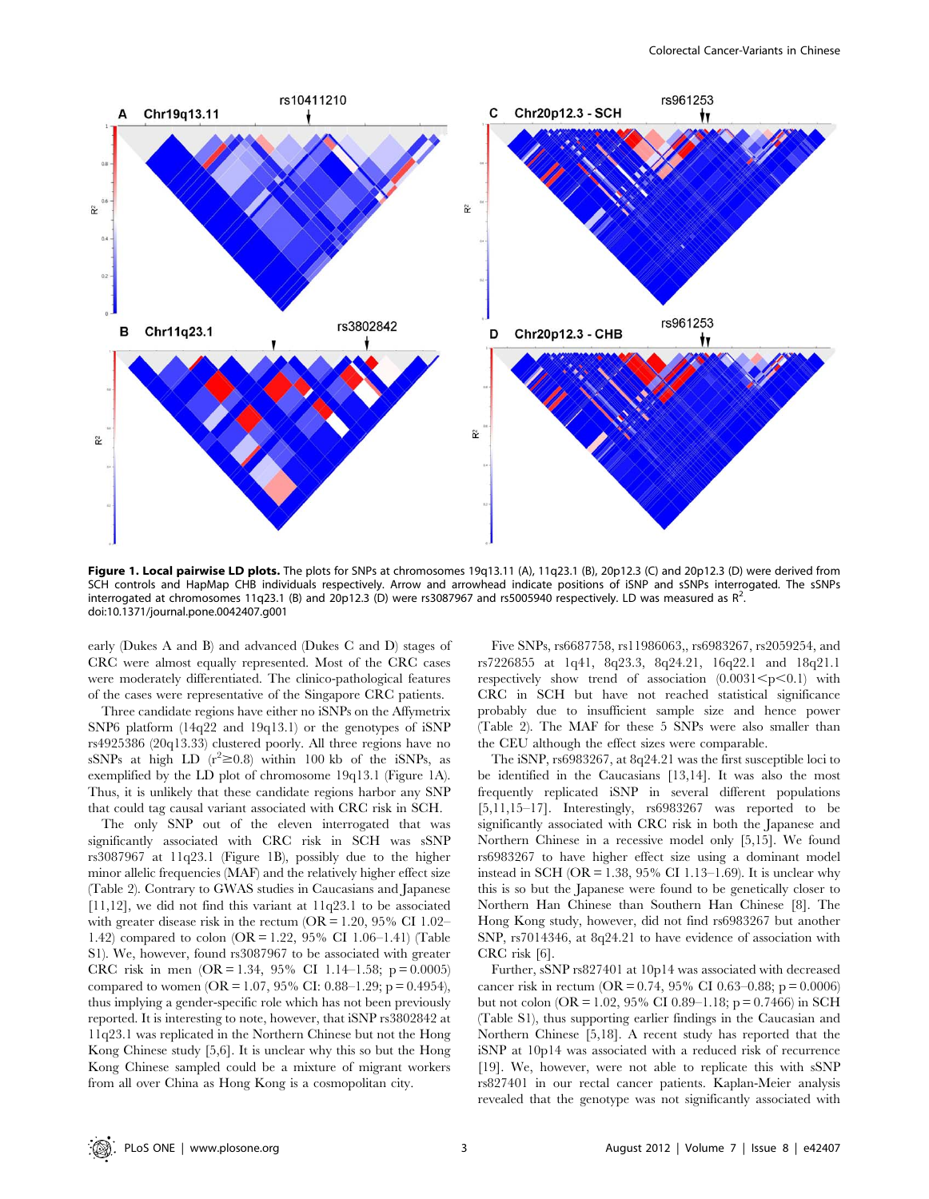**Figure 1. Local pairwise LD plots.** The plots for SNPs at chromosomes 19q13.11 (A), 11q23.1 (B), 20p12.3 (C) and 20p12.3 (D) were derived from SCH controls and HapMap CHB individuals respectively. Arrow and arrowhead indicate positions of iSNP and sSNPs interrogated. The sSNPs interrogated at chromosomes 11q23.1 (B) and 20p12.3 (D) were rs3087967 and rs5005940 respectively. LD was measured as $R^2$.
doi:10.1371/journal.pone.0042407.g001

early (Dukes A and B) and advanced (Dukes C and D) stages of CRC were almost equally represented. Most of the CRC cases were moderately differentiated. The clinico-pathological features of the cases were representative of the Singapore CRC patients.

Three candidate regions have either no iSNPs on the Affymetrix SNP6 platform (14q22 and 19q13.1) or the genotypes of iSNP rs4925386 (20q13.33) clustered poorly. All three regions have no sSNPs at high LD ($r^2 \geq 0.8$) within 100 kb of the iSNPs, as exemplified by the LD plot of chromosome 19q13.1 (Figure 1A). Thus, it is unlikely that these candidate regions harbor any SNP that could tag causal variant associated with CRC risk in SCH.

The only SNP out of the eleven interrogated that was significantly associated with CRC risk in SCH was sSNP rs3087967 at 11q23.1 (Figure 1B), possibly due to the higher minor allelic frequencies (MAF) and the relatively higher effect size (Table 2). Contrary to GWAS studies in Caucasians and Japanese [11,12], we did not find this variant at 11q23.1 to be associated with greater disease risk in the rectum (OR = 1.20, 95% CI 1.02–1.42) compared to colon (OR = 1.22, 95% CI 1.06–1.41) (Table S1). We, however, found rs3087967 to be associated with greater CRC risk in men (OR = 1.34, 95% CI 1.14–1.58; p = 0.0005) compared to women (OR = 1.07, 95% CI: 0.88–1.29; p = 0.4954), thus implying a gender-specific role which has not been previously reported. It is interesting to note, however, that iSNP rs3802842 at 11q23.1 was replicated in the Northern Chinese but not the Hong Kong Chinese study [5,6]. It is unclear why this so but the Hong Kong Chinese sampled could be a mixture of migrant workers from all over China as Hong Kong is a cosmopolitan city.

Five SNPs, rs6687758, rs11986063,, rs6983267, rs2059254, and rs7226855 at 1q41, 8q23.3, 8q24.21, 16q22.1 and 18q21.1 respectively show trend of association ($0.0031 < p < 0.1$) with CRC in SCH but have not reached statistical significance probably due to insufficient sample size and hence power (Table 2). The MAF for these 5 SNPs were also smaller than the CEU although the effect sizes were comparable.

The iSNP, rs6983267, at 8q24.21 was the first susceptible loci to be identified in the Caucasians [13,14]. It was also the most frequently replicated iSNP in several different populations [5,11,15–17]. Interestingly, rs6983267 was reported to be significantly associated with CRC risk in both the Japanese and Northern Chinese in a recessive model only [5,15]. We found rs6983267 to have higher effect size using a dominant model instead in SCH (OR = 1.38, 95% CI 1.13–1.69). It is unclear why this is so but the Japanese were found to be genetically closer to Northern Han Chinese than Southern Han Chinese [8]. The Hong Kong study, however, did not find rs6983267 but another SNP, rs7014346, at 8q24.21 to have evidence of association with CRC risk [6].

Further, sSNP rs827401 at 10p14 was associated with decreased cancer risk in rectum (OR = 0.74, 95% CI 0.63–0.88; p = 0.0006) but not colon (OR = 1.02, 95% CI 0.89–1.18; p = 0.7466) in SCH (Table S1), thus supporting earlier findings in the Caucasian and Northern Chinese [5,18]. A recent study has reported that the iSNP at 10p14 was associated with a reduced risk of recurrence [19]. We, however, were not able to replicate this with sSNP rs827401 in our rectal cancer patients. Kaplan-Meier analysis revealed that the genotype was not significantly associated with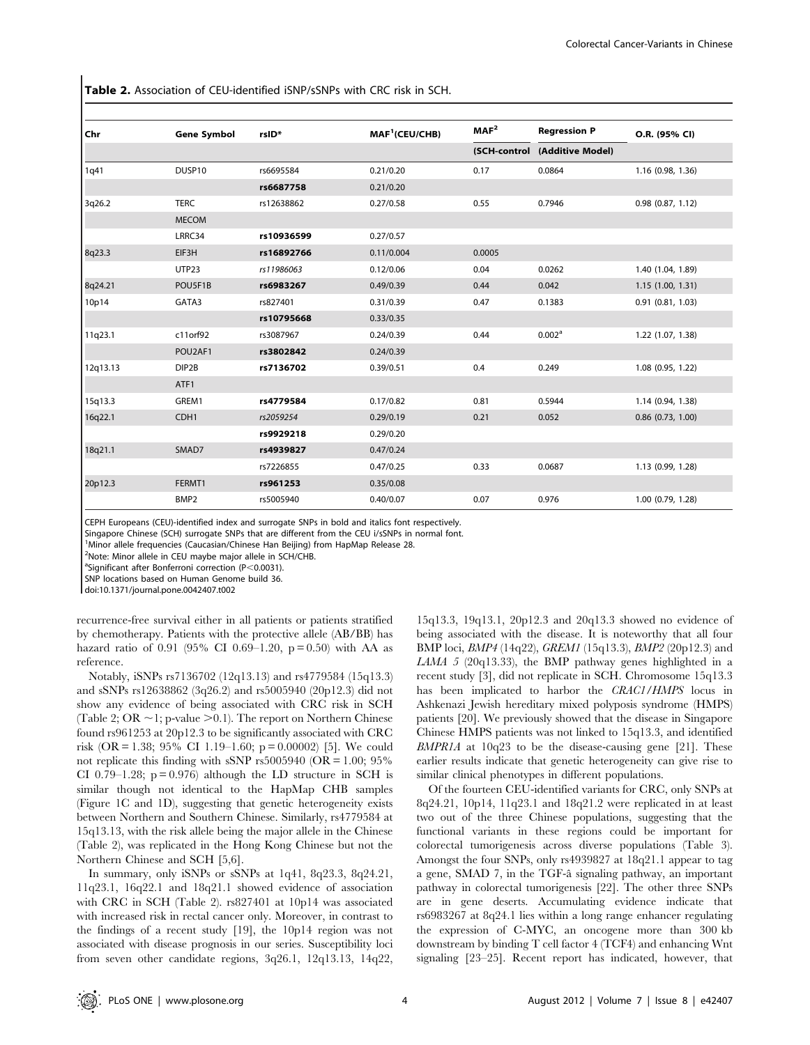**Table 2.** Association of CEU-identified iSNP/sSNPs with CRC risk in SCH.

| Chr | Gene Symbol | rsID* | MAF[1](CEU/CHB) | MAF[2] | Regression P | O.R. (95% CI) |
|---|---|---|---|---|---|---|
| | | | | (SCH-control | (Additive Model) | |
| 1q41 | DUSP10 | rs6695584 | 0.21/0.20 | 0.17 | 0.0864 | 1.16 (0.98, 1.36) |
| | | **rs6687758** | 0.21/0.20 | | | |
| 3q26.2 | TERC | rs12638862 | 0.27/0.58 | 0.55 | 0.7946 | 0.98 (0.87, 1.12) |
| | MECOM | | | | | |
| | LRRC34 | **rs10936599** | 0.27/0.57 | | | |
| 8q23.3 | EIF3H | **rs16892766** | 0.11/0.004 | 0.0005 | | |
| | UTP23 | *rs11986063* | 0.12/0.06 | 0.04 | 0.0262 | 1.40 (1.04, 1.89) |
| 8q24.21 | POU5F1B | **rs6983267** | 0.49/0.39 | 0.44 | 0.042 | 1.15 (1.00, 1.31) |
| 10p14 | GATA3 | rs827401 | 0.31/0.39 | 0.47 | 0.1383 | 0.91 (0.81, 1.03) |
| | | **rs10795668** | 0.33/0.35 | | | |
| 11q23.1 | c11orf92 | rs3087967 | 0.24/0.39 | 0.44 | 0.002[a] | 1.22 (1.07, 1.38) |
| | POU2AF1 | **rs3802842** | 0.24/0.39 | | | |
| 12q13.13 | DIP2B | **rs7136702** | 0.39/0.51 | 0.4 | 0.249 | 1.08 (0.95, 1.22) |
| | ATF1 | | | | | |
| 15q13.3 | GREM1 | **rs4779584** | 0.17/0.82 | 0.81 | 0.5944 | 1.14 (0.94, 1.38) |
| 16q22.1 | CDH1 | *rs2059254* | 0.29/0.19 | 0.21 | 0.052 | 0.86 (0.73, 1.00) |
| | | **rs9929218** | 0.29/0.20 | | | |
| 18q21.1 | SMAD7 | **rs4939827** | 0.47/0.24 | | | |
| | | rs7226855 | 0.47/0.25 | 0.33 | 0.0687 | 1.13 (0.99, 1.28) |
| 20p12.3 | FERMT1 | **rs961253** | 0.35/0.08 | | | |
| | BMP2 | rs5005940 | 0.40/0.07 | 0.07 | 0.976 | 1.00 (0.79, 1.28) |

CEPH Europeans (CEU)-identified index and surrogate SNPs in bold and italics font respectively.
Singapore Chinese (SCH) surrogate SNPs that are different from the CEU i/sSNPs in normal font.
[1]Minor allele frequencies (Caucasian/Chinese Han Beijing) from HapMap Release 28.
[2]Note: Minor allele in CEU maybe major allele in SCH/CHB.
[a]Significant after Bonferroni correction ($P<0.0031$).
SNP locations based on Human Genome build 36.
doi:10.1371/journal.pone.0042407.t002

recurrence-free survival either in all patients or patients stratified by chemotherapy. Patients with the protective allele (AB/BB) has hazard ratio of 0.91 (95% CI 0.69–1.20, p = 0.50) with AA as reference.

Notably, iSNPs rs7136702 (12q13.13) and rs4779584 (15q13.3) and sSNPs rs12638862 (3q26.2) and rs5005940 (20p12.3) did not show any evidence of being associated with CRC risk in SCH (Table 2; OR ~1; p-value >0.1). The report on Northern Chinese found rs961253 at 20p12.3 to be significantly associated with CRC risk (OR = 1.38; 95% CI 1.19–1.60; p = 0.00002) [5]. We could not replicate this finding with sSNP rs5005940 (OR = 1.00; 95% CI 0.79–1.28; p = 0.976) although the LD structure in SCH is similar though not identical to the HapMap CHB samples (Figure 1C and 1D), suggesting that genetic heterogeneity exists between Northern and Southern Chinese. Similarly, rs4779584 at 15q13.13, with the risk allele being the major allele in the Chinese (Table 2), was replicated in the Hong Kong Chinese but not the Northern Chinese and SCH [5,6].

In summary, only iSNPs or sSNPs at 1q41, 8q23.3, 8q24.21, 11q23.1, 16q22.1 and 18q21.1 showed evidence of association with CRC in SCH (Table 2). rs827401 at 10p14 was associated with increased risk in rectal cancer only. Moreover, in contrast to the findings of a recent study [19], the 10p14 region was not associated with disease prognosis in our series. Susceptibility loci from seven other candidate regions, 3q26.1, 12q13.13, 14q22, 15q13.3, 19q13.1, 20p12.3 and 20q13.3 showed no evidence of being associated with the disease. It is noteworthy that all four BMP loci, *BMP4* (14q22), *GREM1* (15q13.3), *BMP2* (20p12.3) and *LAMA 5* (20q13.33), the BMP pathway genes highlighted in a recent study [3], did not replicate in SCH. Chromosome 15q13.3 has been implicated to harbor the *CRAC1/HMPS* locus in Ashkenazi Jewish hereditary mixed polyposis syndrome (HMPS) patients [20]. We previously showed that the disease in Singapore Chinese HMPS patients was not linked to 15q13.3, and identified *BMPR1A* at 10q23 to be the disease-causing gene [21]. These earlier results indicate that genetic heterogeneity can give rise to similar clinical phenotypes in different populations.

Of the fourteen CEU-identified variants for CRC, only SNPs at 8q24.21, 10p14, 11q23.1 and 18q21.2 were replicated in at least two out of the three Chinese populations, suggesting that the functional variants in these regions could be important for colorectal tumorigenesis across diverse populations (Table 3). Amongst the four SNPs, only rs4939827 at 18q21.1 appear to tag a gene, SMAD 7, in the TGF-â signaling pathway, an important pathway in colorectal tumorigenesis [22]. The other three SNPs are in gene deserts. Accumulating evidence indicate that rs6983267 at 8q24.1 lies within a long range enhancer regulating the expression of C-MYC, an oncogene more than 300 kb downstream by binding T cell factor 4 (TCF4) and enhancing Wnt signaling [23–25]. Recent report has indicated, however, that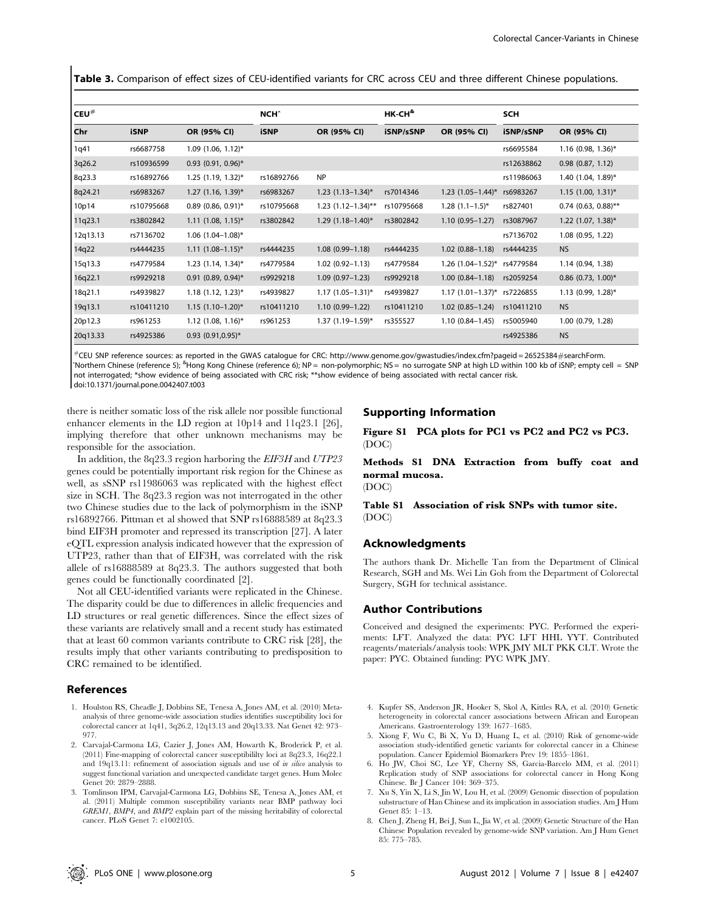**Table 3.** Comparison of effect sizes of CEU-identified variants for CRC across CEU and three different Chinese populations.

| CEU# | | | NCHˆ | | HK-CH& | | SCH | |
|---|---|---|---|---|---|---|---|---|
| Chr | iSNP | OR (95% CI) | iSNP | OR (95% CI) | iSNP/sSNP | OR (95% CI) | iSNP/sSNP | OR (95% CI) |
| 1q41 | rs6687758 | 1.09 (1.06, 1.12)* | | | | | rs6695584 | 1.16 (0.98, 1.36)* |
| 3q26.2 | rs10936599 | 0.93 (0.91, 0.96)* | | | | | rs12638862 | 0.98 (0.87, 1.12) |
| 8q23.3 | rs16892766 | 1.25 (1.19, 1.32)* | rs16892766 | NP | | | rs11986063 | 1.40 (1.04, 1.89)* |
| 8q24.21 | rs6983267 | 1.27 (1.16, 1.39)* | rs6983267 | 1.23 (1.13–1.34)* | rs7014346 | 1.23 (1.05–1.44)* | rs6983267 | 1.15 (1.00, 1.31)* |
| 10p14 | rs10795668 | 0.89 (0.86, 0.91)* | rs10795668 | 1.23 (1.12–1.34)** | rs10795668 | 1.28 (1.1–1.5)* | rs827401 | 0.74 (0.63, 0.88)** |
| 11q23.1 | rs3802842 | 1.11 (1.08, 1.15)* | rs3802842 | 1.29 (1.18–1.40)* | rs3802842 | 1.10 (0.95–1.27) | rs3087967 | 1.22 (1.07, 1.38)* |
| 12q13.13 | rs7136702 | 1.06 (1.04–1.08)* | | | | | rs7136702 | 1.08 (0.95, 1.22) |
| 14q22 | rs4444235 | 1.11 (1.08–1.15)* | rs4444235 | 1.08 (0.99–1.18) | rs4444235 | 1.02 (0.88–1.18) | rs4444235 | NS |
| 15q13.3 | rs4779584 | 1.23 (1.14, 1.34)* | rs4779584 | 1.02 (0.92–1.13) | rs4779584 | 1.26 (1.04–1.52)* | rs4779584 | 1.14 (0.94, 1.38) |
| 16q22.1 | rs9929218 | 0.91 (0.89, 0.94)* | rs9929218 | 1.09 (0.97–1.23) | rs9929218 | 1.00 (0.84–1.18) | rs2059254 | 0.86 (0.73, 1.00)* |
| 18q21.1 | rs4939827 | 1.18 (1.12, 1.23)* | rs4939827 | 1.17 (1.05–1.31)* | rs4939827 | 1.17 (1.01–1.37)* | rs7226855 | 1.13 (0.99, 1.28)* |
| 19q13.1 | rs10411210 | 1.15 (1.10–1.20)* | rs10411210 | 1.10 (0.99–1.22) | rs10411210 | 1.02 (0.85–1.24) | rs10411210 | NS |
| 20p12.3 | rs961253 | 1.12 (1.08, 1.16)* | rs961253 | 1.37 (1.19–1.59)* | rs355527 | 1.10 (0.84–1.45) | rs5005940 | 1.00 (0.79, 1.28) |
| 20q13.33 | rs4925386 | 0.93 (0.91,0.95)* | | | | | rs4925386 | NS |

#CEU SNP reference sources: as reported in the GWAS catalogue for CRC: http://www.genome.gov/gwastudies/index.cfm?pageid=26525384#searchForm.
ˆNorthern Chinese (reference 5); &Hong Kong Chinese (reference 6); NP = non-polymorphic; NS = no surrogate SNP at high LD within 100 kb of iSNP; empty cell = SNP not interrogated; *show evidence of being associated with CRC risk; **show evidence of being associated with rectal cancer risk.
doi:10.1371/journal.pone.0042407.t003

there is neither somatic loss of the risk allele nor possible functional enhancer elements in the LD region at 10p14 and 11q23.1 [26], implying therefore that other unknown mechanisms may be responsible for the association.

In addition, the 8q23.3 region harboring the *EIF3H* and *UTP23* genes could be potentially important risk region for the Chinese as well, as sSNP rs11986063 was replicated with the highest effect size in SCH. The 8q23.3 region was not interrogated in the other two Chinese studies due to the lack of polymorphism in the iSNP rs16892766. Pittman et al showed that SNP rs16888589 at 8q23.3 bind EIF3H promoter and repressed its transcription [27]. A later eQTL expression analysis indicated however that the expression of UTP23, rather than that of EIF3H, was correlated with the risk allele of rs16888589 at 8q23.3. The authors suggested that both genes could be functionally coordinated [2].

Not all CEU-identified variants were replicated in the Chinese. The disparity could be due to differences in allelic frequencies and LD structures or real genetic differences. Since the effect sizes of these variants are relatively small and a recent study has estimated that at least 60 common variants contribute to CRC risk [28], the results imply that other variants contributing to predisposition to CRC remained to be identified.

## Supporting Information

**Figure S1 PCA plots for PC1 vs PC2 and PC2 vs PC3.**
(DOC)

**Methods S1 DNA Extraction from buffy coat and normal mucosa.**
(DOC)

**Table S1 Association of risk SNPs with tumor site.**
(DOC)

## Acknowledgments

The authors thank Dr. Michelle Tan from the Department of Clinical Research, SGH and Ms. Wei Lin Goh from the Department of Colorectal Surgery, SGH for technical assistance.

## Author Contributions

Conceived and designed the experiments: PYC. Performed the experiments: LFT. Analyzed the data: PYC LFT HHL YYT. Contributed reagents/materials/analysis tools: WPK JMY MLT PKK CLT. Wrote the paper: PYC. Obtained funding: PYC WPK JMY.

## References

1. Houlston RS, Cheadle J, Dobbins SE, Tenesa A, Jones AM, et al. (2010) Meta-analysis of three genome-wide association studies identifies susceptibility loci for colorectal cancer at 1q41, 3q26.2, 12q13.13 and 20q13.33. Nat Genet 42: 973–977.
2. Carvajal-Carmona LG, Cazier J, Jones AM, Howarth K, Broderick P, et al. (2011) Fine-mapping of colorectal cancer susceptibililty loci at 8q23.3, 16q22.1 and 19q13.11: refinement of association signals and use of *in silico* analysis to suggest functional variation and unexpected candidate target genes. Hum Molec Genet 20: 2879–2888.
3. Tomlinson IPM, Carvajal-Carmona LG, Dobbins SE, Tenesa A, Jones AM, et al. (2011) Multiple common susceptibility variants near BMP pathway loci *GREM1*, *BMP4*, and *BMP2* explain part of the missing heritability of colorectal cancer. PLoS Genet 7: e1002105.
4. Kupfer SS, Anderson JR, Hooker S, Skol A, Kittles RA, et al. (2010) Genetic heterogeneity in colorectal cancer associations between African and European Americans. Gastroenterology 139: 1677–1685.
5. Xiong F, Wu C, Bi X, Yu D, Huang L, et al. (2010) Risk of genome-wide association study-identified genetic variants for colorectal cancer in a Chinese population. Cancer Epidemiol Biomarkers Prev 19: 1855–1861.
6. Ho JW, Choi SC, Lee YF, Cherny SS, Garcia-Barcelo MM, et al. (2011) Replication study of SNP associations for colorectal cancer in Hong Kong Chinese. Br J Cancer 104: 369–375.
7. Xu S, Yin X, Li S, Jin W, Lou H, et al. (2009) Genomic dissection of population substructure of Han Chinese and its implication in association studies. Am J Hum Genet 85: 1–13.
8. Chen J, Zheng H, Bei J, Sun L, Jia W, et al. (2009) Genetic Structure of the Han Chinese Population revealed by genome-wide SNP variation. Am J Hum Genet 85: 775–785.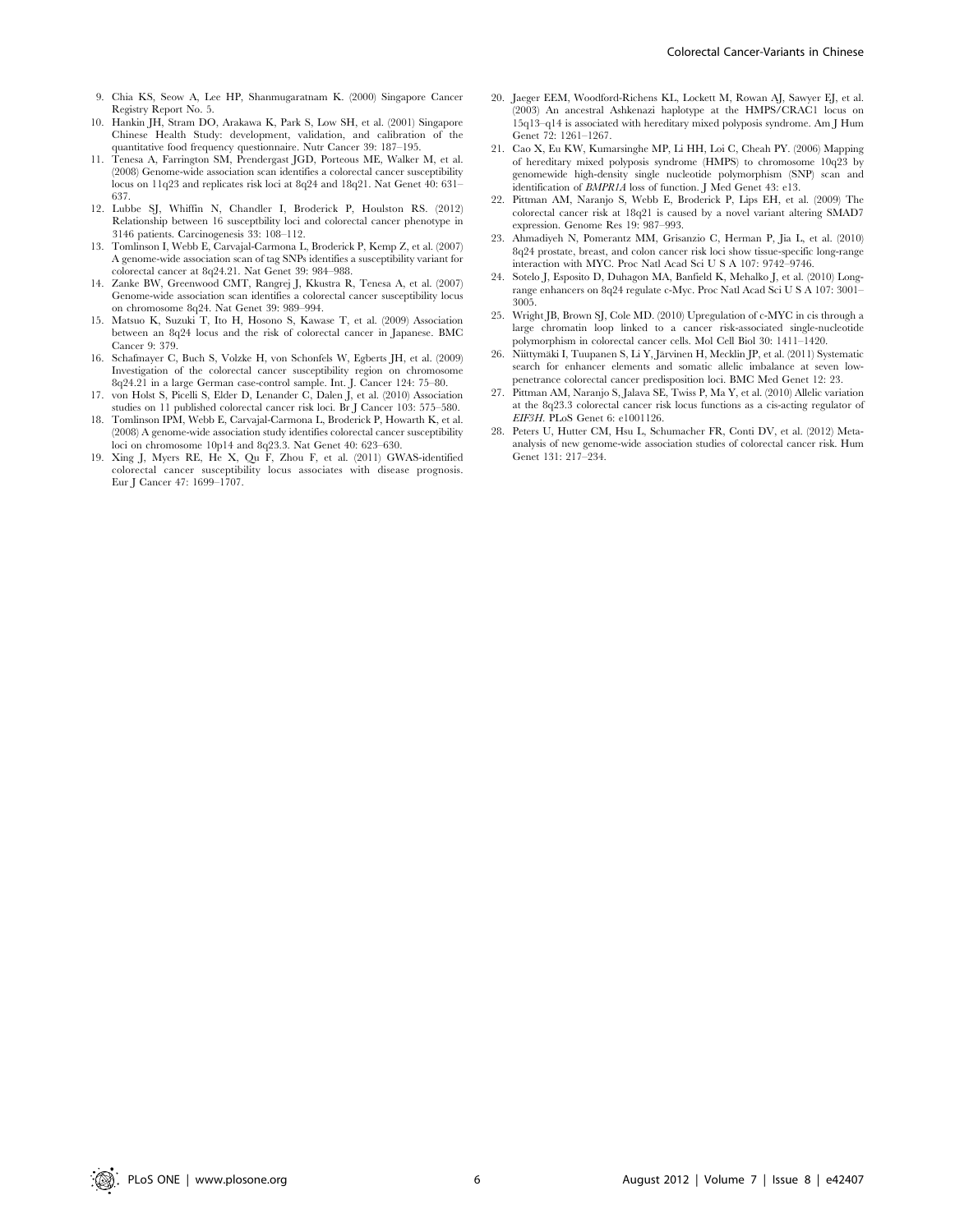9. Chia KS, Seow A, Lee HP, Shanmugaratnam K. (2000) Singapore Cancer Registry Report No. 5.
10. Hankin JH, Stram DO, Arakawa K, Park S, Low SH, et al. (2001) Singapore Chinese Health Study: development, validation, and calibration of the quantitative food frequency questionnaire. Nutr Cancer 39: 187–195.
11. Tenesa A, Farrington SM, Prendergast JGD, Porteous ME, Walker M, et al. (2008) Genome-wide association scan identifies a colorectal cancer susceptibility locus on 11q23 and replicates risk loci at 8q24 and 18q21. Nat Genet 40: 631–637.
12. Lubbe SJ, Whiffin N, Chandler I, Broderick P, Houlston RS. (2012) Relationship between 16 susceptbility loci and colorectal cancer phenotype in 3146 patients. Carcinogenesis 33: 108–112.
13. Tomlinson I, Webb E, Carvajal-Carmona L, Broderick P, Kemp Z, et al. (2007) A genome-wide association scan of tag SNPs identifies a susceptibility variant for colorectal cancer at 8q24.21. Nat Genet 39: 984–988.
14. Zanke BW, Greenwood CMT, Rangrej J, Kkustra R, Tenesa A, et al. (2007) Genome-wide association scan identifies a colorectal cancer susceptibility locus on chromosome 8q24. Nat Genet 39: 989–994.
15. Matsuo K, Suzuki T, Ito H, Hosono S, Kawase T, et al. (2009) Association between an 8q24 locus and the risk of colorectal cancer in Japanese. BMC Cancer 9: 379.
16. Schafmayer C, Buch S, Volzke H, von Schonfels W, Egberts JH, et al. (2009) Investigation of the colorectal cancer susceptibility region on chromosome 8q24.21 in a large German case-control sample. Int. J. Cancer 124: 75–80.
17. von Holst S, Picelli S, Elder D, Lenander C, Dalen J, et al. (2010) Association studies on 11 published colorectal cancer risk loci. Br J Cancer 103: 575–580.
18. Tomlinson IPM, Webb E, Carvajal-Carmona L, Broderick P, Howarth K, et al. (2008) A genome-wide association study identifies colorectal cancer susceptibility loci on chromosome 10p14 and 8q23.3. Nat Genet 40: 623–630.
19. Xing J, Myers RE, He X, Qu F, Zhou F, et al. (2011) GWAS-identified colorectal cancer susceptibility locus associates with disease prognosis. Eur J Cancer 47: 1699–1707.
20. Jaeger EEM, Woodford-Richens KL, Lockett M, Rowan AJ, Sawyer EJ, et al. (2003) An ancestral Ashkenazi haplotype at the HMPS/CRAC1 locus on 15q13–q14 is associated with hereditary mixed polyposis syndrome. Am J Hum Genet 72: 1261–1267.
21. Cao X, Eu KW, Kumarsinghe MP, Li HH, Loi C, Cheah PY. (2006) Mapping of hereditary mixed polyposis syndrome (HMPS) to chromosome 10q23 by genomewide high-density single nucleotide polymorphism (SNP) scan and identification of *BMPR1A* loss of function. J Med Genet 43: e13.
22. Pittman AM, Naranjo S, Webb E, Broderick P, Lips EH, et al. (2009) The colorectal cancer risk at 18q21 is caused by a novel variant altering SMAD7 expression. Genome Res 19: 987–993.
23. Ahmadiyeh N, Pomerantz MM, Grisanzio C, Herman P, Jia L, et al. (2010) 8q24 prostate, breast, and colon cancer risk loci show tissue-specific long-range interaction with MYC. Proc Natl Acad Sci U S A 107: 9742–9746.
24. Sotelo J, Esposito D, Duhagon MA, Banfield K, Mehalko J, et al. (2010) Long-range enhancers on 8q24 regulate c-Myc. Proc Natl Acad Sci U S A 107: 3001–3005.
25. Wright JB, Brown SJ, Cole MD. (2010) Upregulation of c-MYC in cis through a large chromatin loop linked to a cancer risk-associated single-nucleotide polymorphism in colorectal cancer cells. Mol Cell Biol 30: 1411–1420.
26. Niittymäki I, Tuupanen S, Li Y, Järvinen H, Mecklin JP, et al. (2011) Systematic search for enhancer elements and somatic allelic imbalance at seven low-penetrance colorectal cancer predisposition loci. BMC Med Genet 12: 23.
27. Pittman AM, Naranjo S, Jalava SE, Twiss P, Ma Y, et al. (2010) Allelic variation at the 8q23.3 colorectal cancer risk locus functions as a cis-acting regulator of *EIF3H*. PLoS Genet 6: e1001126.
28. Peters U, Hutter CM, Hsu L, Schumacher FR, Conti DV, et al. (2012) Meta-analysis of new genome-wide association studies of colorectal cancer risk. Hum Genet 131: 217–234.